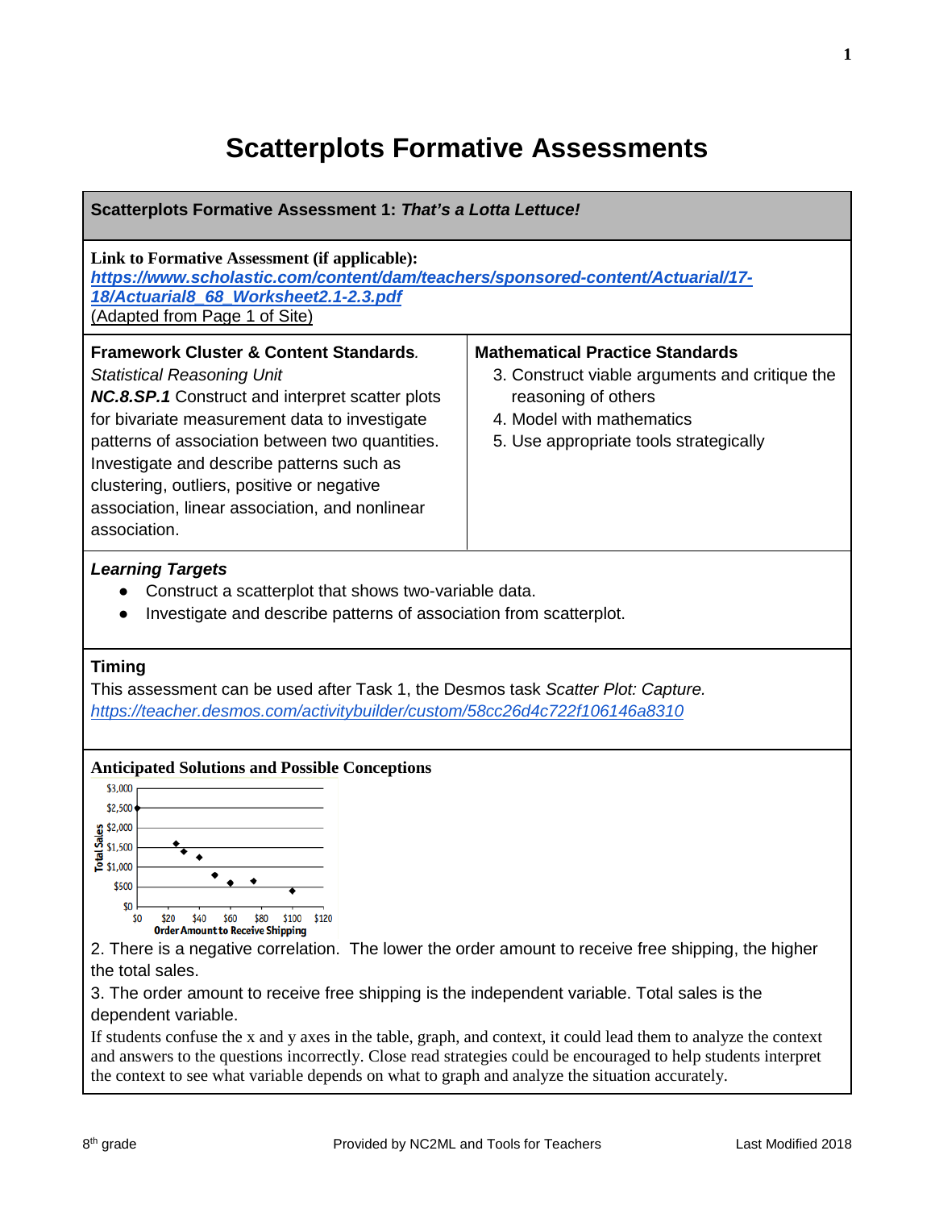# Scatterplots Formative Assessments

## Scatterplots Formative Assessment 1: *That's a Lotta Lettuce!*

**Link to Formative Assessment (if applicable):**
***https://www.scholastic.com/content/dam/teachers/sponsored-content/Actuarial/17-18/Actuarial8_68_Worksheet2.1-2.3.pdf***
(Adapted from Page 1 of Site)

**Framework Cluster & Content Standards.**
*Statistical Reasoning Unit*
***NC.8.SP.1*** Construct and interpret scatter plots for bivariate measurement data to investigate patterns of association between two quantities. Investigate and describe patterns such as clustering, outliers, positive or negative association, linear association, and nonlinear association.

**Mathematical Practice Standards**

3. Construct viable arguments and critique the reasoning of others
4. Model with mathematics
5. Use appropriate tools strategically

***Learning Targets***

- Construct a scatterplot that shows two-variable data.
- Investigate and describe patterns of association from scatterplot.

**Timing**
This assessment can be used after Task 1, the Desmos task *Scatter Plot: Capture.*
*https://teacher.desmos.com/activitybuilder/custom/58cc26d4c722f106146a8310*

**Anticipated Solutions and Possible Conceptions**

Total Sales: $0, $500, $1,000, $1,500, $2,000, $2,500, $3,000
Order Amount to Receive Shipping: $0, $20, $40, $60, $80, $100, $120

2. There is a negative correlation. The lower the order amount to receive free shipping, the higher the total sales.
3. The order amount to receive free shipping is the independent variable. Total sales is the dependent variable.

If students confuse the x and y axes in the table, graph, and context, it could lead them to analyze the context and answers to the questions incorrectly. Close read strategies could be encouraged to help students interpret the context to see what variable depends on what to graph and analyze the situation accurately.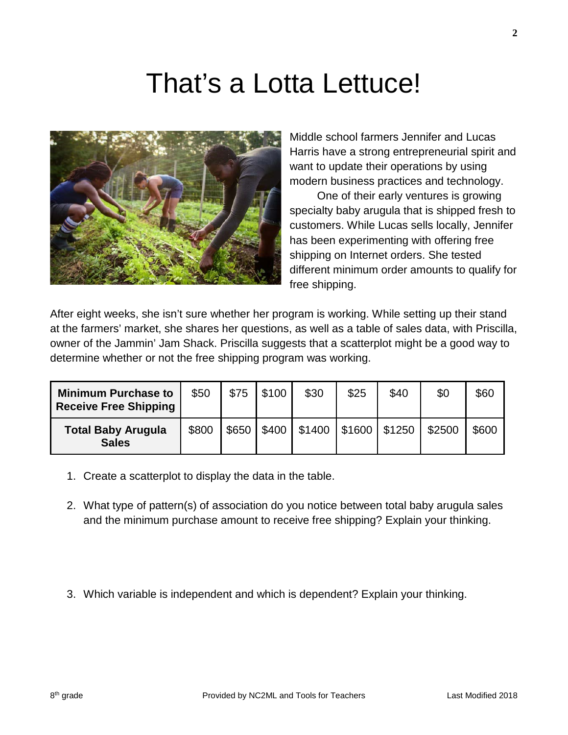# That's a Lotta Lettuce!

Middle school farmers Jennifer and Lucas Harris have a strong entrepreneurial spirit and want to update their operations by using modern business practices and technology.

One of their early ventures is growing specialty baby arugula that is shipped fresh to customers. While Lucas sells locally, Jennifer has been experimenting with offering free shipping on Internet orders. She tested different minimum order amounts to qualify for free shipping.

After eight weeks, she isn't sure whether her program is working. While setting up their stand at the farmers' market, she shares her questions, as well as a table of sales data, with Priscilla, owner of the Jammin' Jam Shack. Priscilla suggests that a scatterplot might be a good way to determine whether or not the free shipping program was working.

| **Minimum Purchase to Receive Free Shipping** | $50 | $75 | $100 | $30 | $25 | $40 | $0 | $60 |
|---|---|---|---|---|---|---|---|---|
| **Total Baby Arugula Sales** | $800 | $650 | $400 | $1400 | $1600 | $1250 | $2500 | $600 |

1. Create a scatterplot to display the data in the table.

2. What type of pattern(s) of association do you notice between total baby arugula sales and the minimum purchase amount to receive free shipping? Explain your thinking.

3. Which variable is independent and which is dependent? Explain your thinking.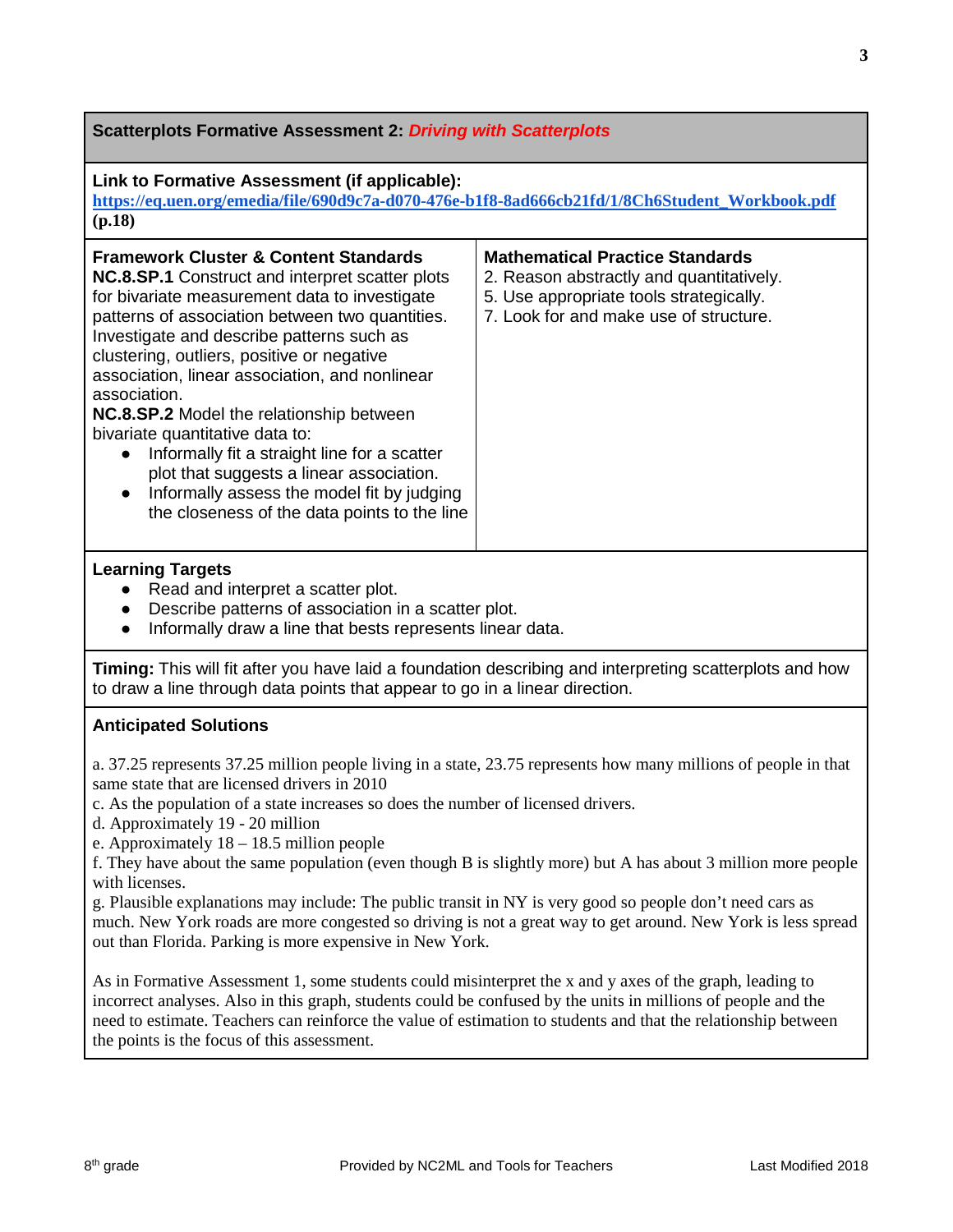## Scatterplots Formative Assessment 2: *Driving with Scatterplots*

**Link to Formative Assessment (if applicable):**
https://eq.uen.org/emedia/file/690d9c7a-d070-476e-b1f8-8ad666cb21fd/1/8Ch6Student_Workbook.pdf **(p.18)**

| Framework Cluster & Content Standards | Mathematical Practice Standards |
|---|---|
| **NC.8.SP.1** Construct and interpret scatter plots for bivariate measurement data to investigate patterns of association between two quantities. Investigate and describe patterns such as clustering, outliers, positive or negative association, linear association, and nonlinear association. **NC.8.SP.2** Model the relationship between bivariate quantitative data to: • Informally fit a straight line for a scatter plot that suggests a linear association. • Informally assess the model fit by judging the closeness of the data points to the line | 2. Reason abstractly and quantitatively. 5. Use appropriate tools strategically. 7. Look for and make use of structure. |

### Learning Targets

- Read and interpret a scatter plot.
- Describe patterns of association in a scatter plot.
- Informally draw a line that bests represents linear data.

**Timing:** This will fit after you have laid a foundation describing and interpreting scatterplots and how to draw a line through data points that appear to go in a linear direction.

### Anticipated Solutions

a. 37.25 represents 37.25 million people living in a state, 23.75 represents how many millions of people in that same state that are licensed drivers in 2010
c. As the population of a state increases so does the number of licensed drivers.
d. Approximately 19 - 20 million
e. Approximately 18 – 18.5 million people
f. They have about the same population (even though B is slightly more) but A has about 3 million more people with licenses.
g. Plausible explanations may include: The public transit in NY is very good so people don't need cars as much. New York roads are more congested so driving is not a great way to get around. New York is less spread out than Florida. Parking is more expensive in New York.

As in Formative Assessment 1, some students could misinterpret the x and y axes of the graph, leading to incorrect analyses. Also in this graph, students could be confused by the units in millions of people and the need to estimate. Teachers can reinforce the value of estimation to students and that the relationship between the points is the focus of this assessment.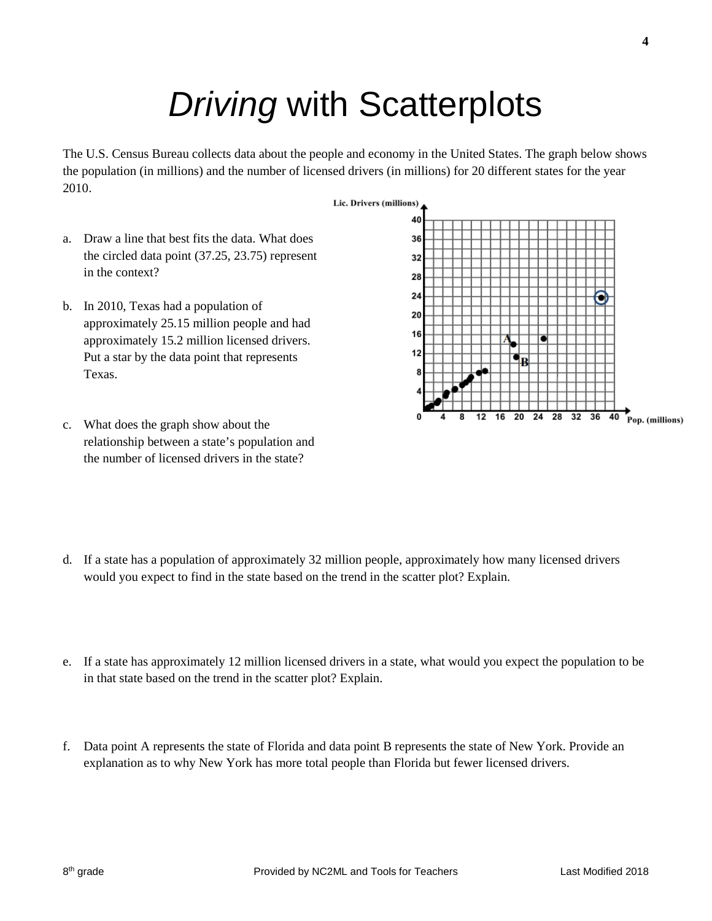# *Driving* with Scatterplots

The U.S. Census Bureau collects data about the people and economy in the United States. The graph below shows the population (in millions) and the number of licensed drivers (in millions) for 20 different states for the year 2010.

a. Draw a line that best fits the data. What does the circled data point (37.25, 23.75) represent in the context?

b. In 2010, Texas had a population of approximately 25.15 million people and had approximately 15.2 million licensed drivers. Put a star by the data point that represents Texas.

c. What does the graph show about the relationship between a state's population and the number of licensed drivers in the state?

d. If a state has a population of approximately 32 million people, approximately how many licensed drivers would you expect to find in the state based on the trend in the scatter plot? Explain.

e. If a state has approximately 12 million licensed drivers in a state, what would you expect the population to be in that state based on the trend in the scatter plot? Explain.

f. Data point A represents the state of Florida and data point B represents the state of New York. Provide an explanation as to why New York has more total people than Florida but fewer licensed drivers.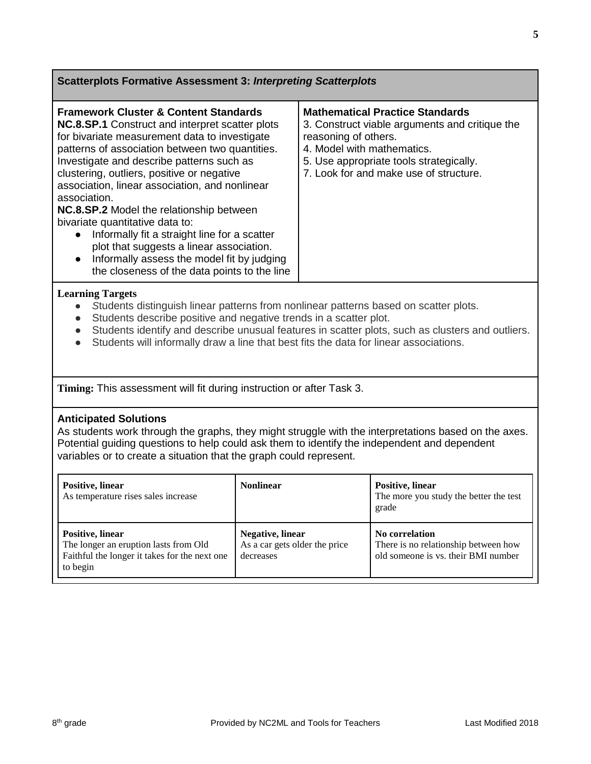## Scatterplots Formative Assessment 3: *Interpreting Scatterplots*

| **Framework Cluster & Content Standards** | **Mathematical Practice Standards** |
|---|---|
| **NC.8.SP.1** Construct and interpret scatter plots for bivariate measurement data to investigate patterns of association between two quantities. Investigate and describe patterns such as clustering, outliers, positive or negative association, linear association, and nonlinear association.<br>**NC.8.SP.2** Model the relationship between bivariate quantitative data to:<br>● Informally fit a straight line for a scatter plot that suggests a linear association.<br>● Informally assess the model fit by judging the closeness of the data points to the line | 3. Construct viable arguments and critique the reasoning of others.<br>4. Model with mathematics.<br>5. Use appropriate tools strategically.<br>7. Look for and make use of structure. |

**Learning Targets**

- Students distinguish linear patterns from nonlinear patterns based on scatter plots.
- Students describe positive and negative trends in a scatter plot.
- Students identify and describe unusual features in scatter plots, such as clusters and outliers.
- Students will informally draw a line that best fits the data for linear associations.

**Timing:** This assessment will fit during instruction or after Task 3.

**Anticipated Solutions**

As students work through the graphs, they might struggle with the interpretations based on the axes. Potential guiding questions to help could ask them to identify the independent and dependent variables or to create a situation that the graph could represent.

| | | |
|---|---|---|
| **Positive, linear**<br>As temperature rises sales increase | **Nonlinear** | **Positive, linear**<br>The more you study the better the test grade |
| **Positive, linear**<br>The longer an eruption lasts from Old Faithful the longer it takes for the next one to begin | **Negative, linear**<br>As a car gets older the price decreases | **No correlation**<br>There is no relationship between how old someone is vs. their BMI number |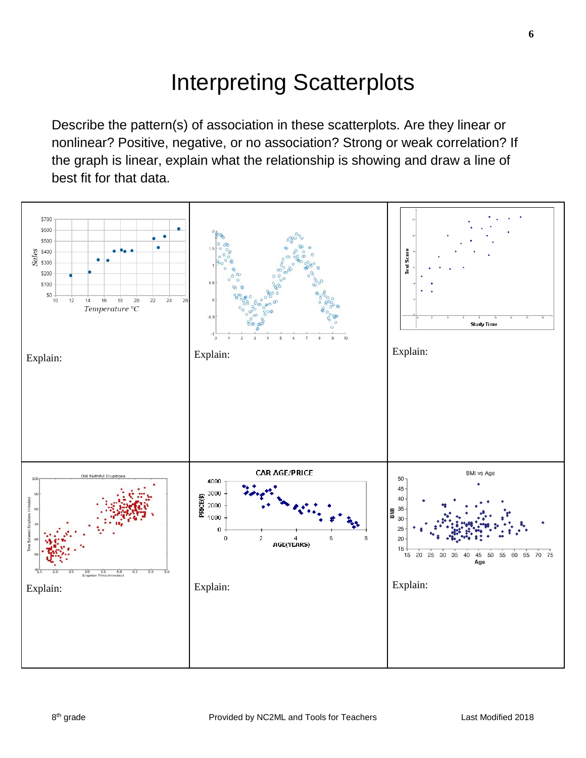# Interpreting Scatterplots

Describe the pattern(s) of association in these scatterplots. Are they linear or nonlinear? Positive, negative, or no association? Strong or weak correlation? If the graph is linear, explain what the relationship is showing and draw a line of best fit for that data.

$700
$600
$500
$400
$300
$200
$100
$0
10 12 14 16 18 20 22 24 26
Sales
Temperature °C

Explain:

2
1.5
1
0.5
0
-0.5
-1
0 1 2 3 4 5 6 7 8 9 10

Explain:

Test Score
Study Time

Explain:

Old Faithful Eruptions
Time Between Eruptions (minutes)
Eruption Time (minutes)
100
90
80
70
60
50
40
1.5 2.0 2.5 3.0 3.5 4.0 4.5 5.0 5.5

Explain:

CAR AGE/PRICE
PRICE($)
4000
3000
2000
1000
0
0 2 4 6 8
AGE(YEARS)

Explain:

BMI vs Age
BMI
50
45
40
35
30
25
20
15
15 20 25 30 35 40 45 50 55 60 65 70 75
Age

Explain: